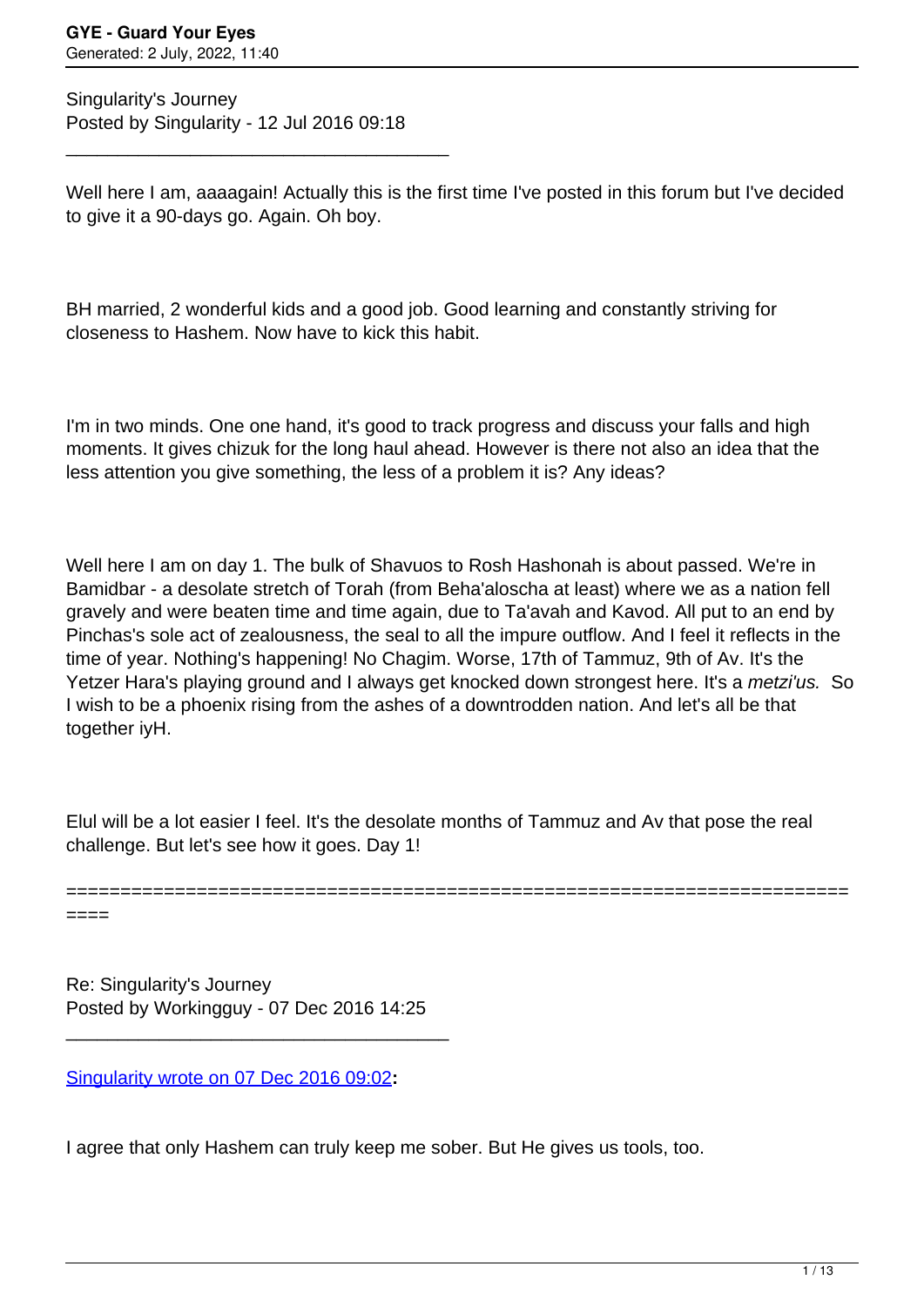Singularity's Journey
Posted by Singularity - 12 Jul 2016 09:18

---

Well here I am, aaaagain! Actually this is the first time I've posted in this forum but I've decided to give it a 90-days go. Again. Oh boy.

BH married, 2 wonderful kids and a good job. Good learning and constantly striving for closeness to Hashem. Now have to kick this habit.

I'm in two minds. One one hand, it's good to track progress and discuss your falls and high moments. It gives chizuk for the long haul ahead. However is there not also an idea that the less attention you give something, the less of a problem it is? Any ideas?

Well here I am on day 1. The bulk of Shavuos to Rosh Hashonah is about passed. We're in Bamidbar - a desolate stretch of Torah (from Beha'aloscha at least) where we as a nation fell gravely and were beaten time and time again, due to Ta'avah and Kavod. All put to an end by Pinchas's sole act of zealousness, the seal to all the impure outflow. And I feel it reflects in the time of year. Nothing's happening! No Chagim. Worse, 17th of Tammuz, 9th of Av. It's the Yetzer Hara's playing ground and I always get knocked down strongest here. It's a *metzi'us.* So I wish to be a phoenix rising from the ashes of a downtrodden nation. And let's all be that together iyH.

Elul will be a lot easier I feel. It's the desolate months of Tammuz and Av that pose the real challenge. But let's see how it goes. Day 1!

============================================================================

Re: Singularity's Journey
Posted by Workingguy - 07 Dec 2016 14:25

---

[Singularity wrote on 07 Dec 2016 09:02](#)**:**

I agree that only Hashem can truly keep me sober. But He gives us tools, too.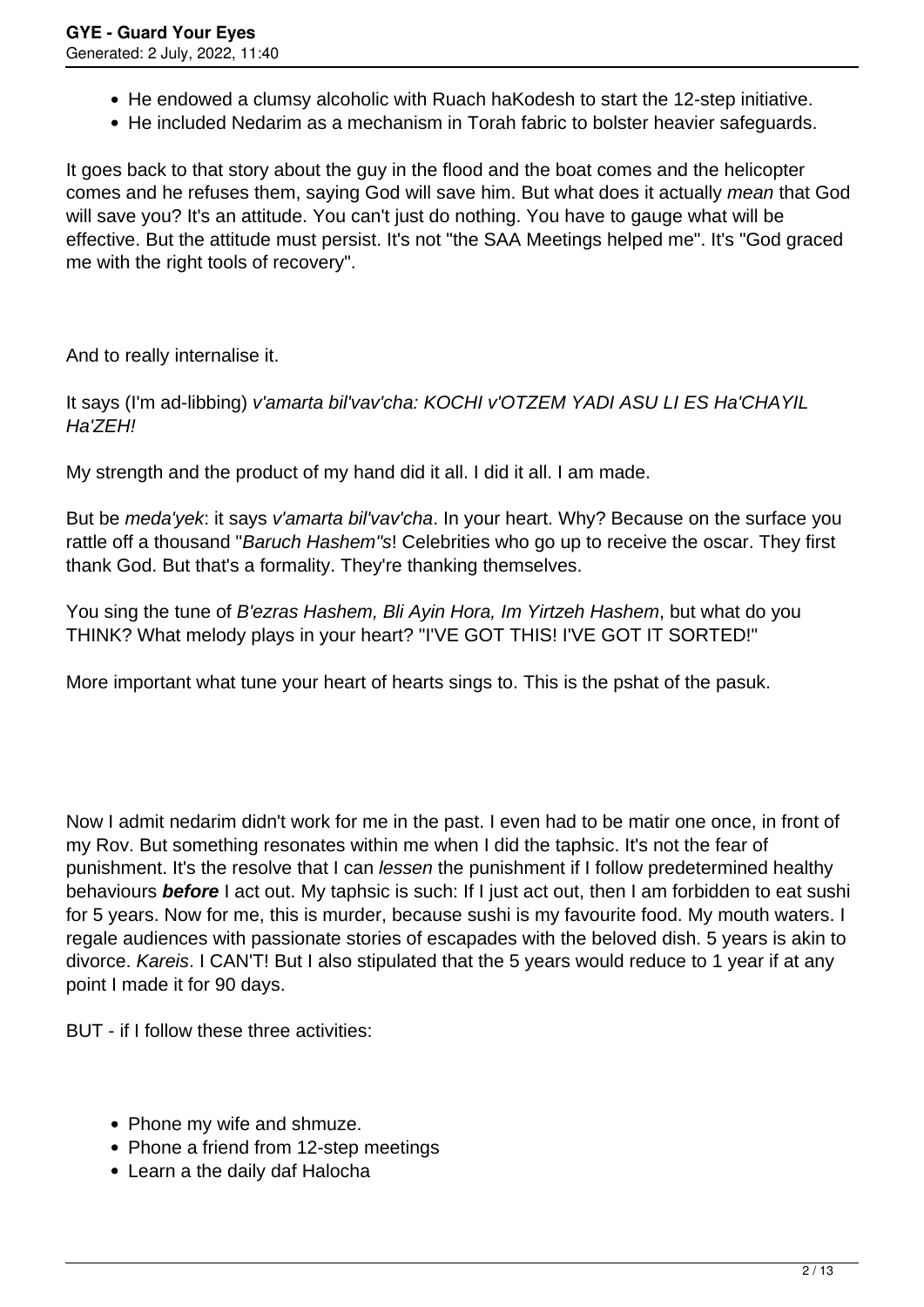- He endowed a clumsy alcoholic with Ruach haKodesh to start the 12-step initiative.
- He included Nedarim as a mechanism in Torah fabric to bolster heavier safeguards.

It goes back to that story about the guy in the flood and the boat comes and the helicopter comes and he refuses them, saying God will save him. But what does it actually *mean* that God will save you? It's an attitude. You can't just do nothing. You have to gauge what will be effective. But the attitude must persist. It's not "the SAA Meetings helped me". It's "God graced me with the right tools of recovery".

And to really internalise it.

It says (I'm ad-libbing) *v'amarta bil'vav'cha: KOCHI v'OTZEM YADI ASU LI ES Ha'CHAYIL Ha'ZEH!*

My strength and the product of my hand did it all. I did it all. I am made.

But be *meda'yek*: it says *v'amarta bil'vav'cha*. In your heart. Why? Because on the surface you rattle off a thousand "*Baruch Hashem"*s! Celebrities who go up to receive the oscar. They first thank God. But that's a formality. They're thanking themselves.

You sing the tune of *B'ezras Hashem, Bli Ayin Hora, Im Yirtzeh Hashem*, but what do you THINK? What melody plays in your heart? "I'VE GOT THIS! I'VE GOT IT SORTED!"

More important what tune your heart of hearts sings to. This is the pshat of the pasuk.

Now I admit nedarim didn't work for me in the past. I even had to be matir one once, in front of my Rov. But something resonates within me when I did the taphsic. It's not the fear of punishment. It's the resolve that I can *lessen* the punishment if I follow predetermined healthy behaviours ***before*** I act out. My taphsic is such: If I just act out, then I am forbidden to eat sushi for 5 years. Now for me, this is murder, because sushi is my favourite food. My mouth waters. I regale audiences with passionate stories of escapades with the beloved dish. 5 years is akin to divorce. *Kareis*. I CAN'T! But I also stipulated that the 5 years would reduce to 1 year if at any point I made it for 90 days.

BUT - if I follow these three activities:

- Phone my wife and shmuze.
- Phone a friend from 12-step meetings
- Learn a the daily daf Halocha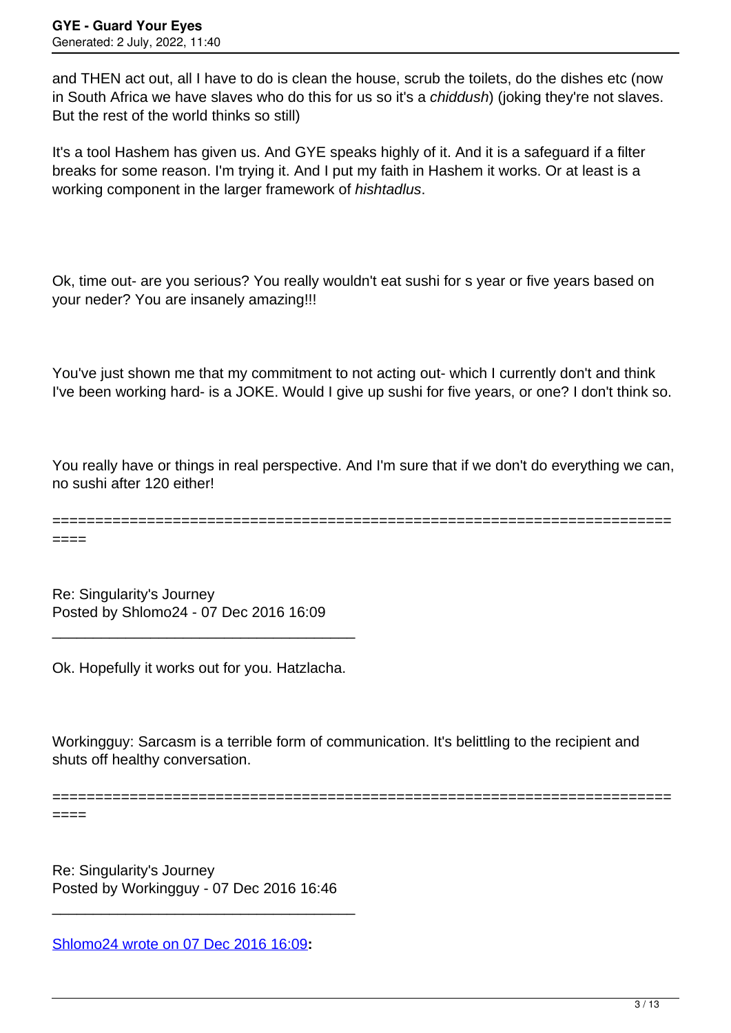and THEN act out, all I have to do is clean the house, scrub the toilets, do the dishes etc (now in South Africa we have slaves who do this for us so it's a *chiddush*) (joking they're not slaves. But the rest of the world thinks so still)

It's a tool Hashem has given us. And GYE speaks highly of it. And it is a safeguard if a filter breaks for some reason. I'm trying it. And I put my faith in Hashem it works. Or at least is a working component in the larger framework of *hishtadlus*.

Ok, time out- are you serious? You really wouldn't eat sushi for s year or five years based on your neder? You are insanely amazing!!!

You've just shown me that my commitment to not acting out- which I currently don't and think I've been working hard- is a JOKE. Would I give up sushi for five years, or one? I don't think so.

You really have or things in real perspective. And I'm sure that if we don't do everything we can, no sushi after 120 either!

============================================================================

Re: Singularity's Journey
Posted by Shlomo24 - 07 Dec 2016 16:09

---

Ok. Hopefully it works out for you. Hatzlacha.

Workingguy: Sarcasm is a terrible form of communication. It's belittling to the recipient and shuts off healthy conversation.

============================================================================

Re: Singularity's Journey
Posted by Workingguy - 07 Dec 2016 16:46

---

Shlomo24 wrote on 07 Dec 2016 16:09**:**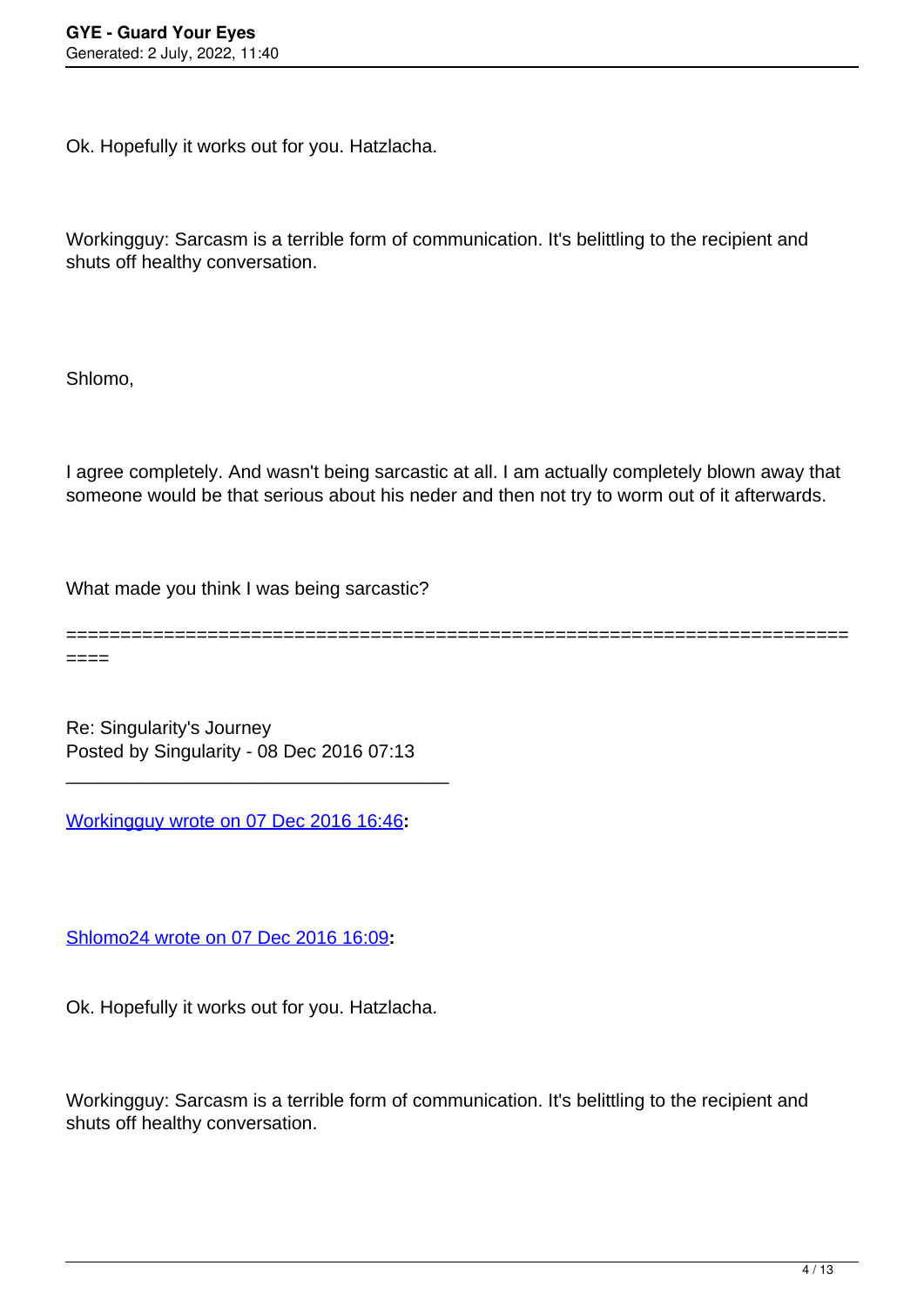Ok. Hopefully it works out for you. Hatzlacha.

Workingguy: Sarcasm is a terrible form of communication. It's belittling to the recipient and shuts off healthy conversation.

Shlomo,

I agree completely. And wasn't being sarcastic at all. I am actually completely blown away that someone would be that serious about his neder and then not try to worm out of it afterwards.

What made you think I was being sarcastic?

============================================================================

Re: Singularity's Journey
Posted by Singularity - 08 Dec 2016 07:13

---

[Workingguy wrote on 07 Dec 2016 16:46](#)**:**

[Shlomo24 wrote on 07 Dec 2016 16:09](#)**:**

Ok. Hopefully it works out for you. Hatzlacha.

Workingguy: Sarcasm is a terrible form of communication. It's belittling to the recipient and shuts off healthy conversation.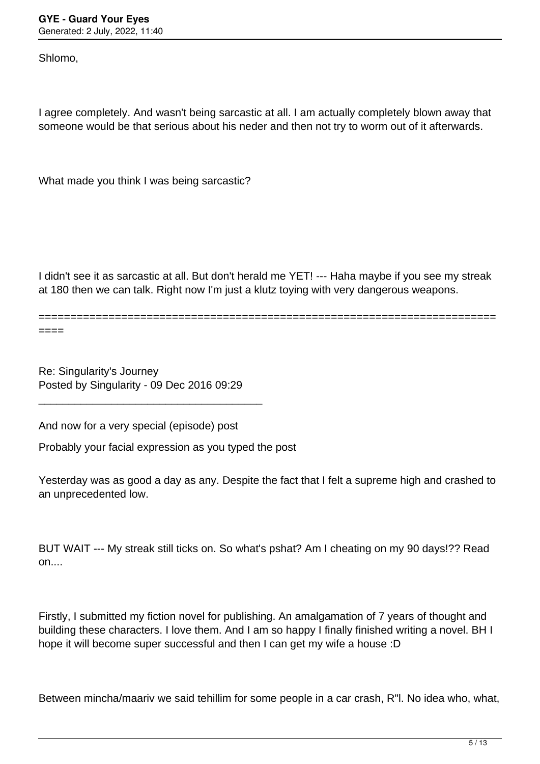Shlomo,

I agree completely. And wasn't being sarcastic at all. I am actually completely blown away that someone would be that serious about his neder and then not try to worm out of it afterwards.

What made you think I was being sarcastic?

I didn't see it as sarcastic at all. But don't herald me YET! --- Haha maybe if you see my streak at 180 then we can talk. Right now I'm just a klutz toying with very dangerous weapons.

============================================================================

Re: Singularity's Journey
Posted by Singularity - 09 Dec 2016 09:29

---

And now for a very special (episode) post

Probably your facial expression as you typed the post

Yesterday was as good a day as any. Despite the fact that I felt a supreme high and crashed to an unprecedented low.

BUT WAIT --- My streak still ticks on. So what's pshat? Am I cheating on my 90 days!?? Read on....

Firstly, I submitted my fiction novel for publishing. An amalgamation of 7 years of thought and building these characters. I love them. And I am so happy I finally finished writing a novel. BH I hope it will become super successful and then I can get my wife a house :D

Between mincha/maariv we said tehillim for some people in a car crash, R"l. No idea who, what,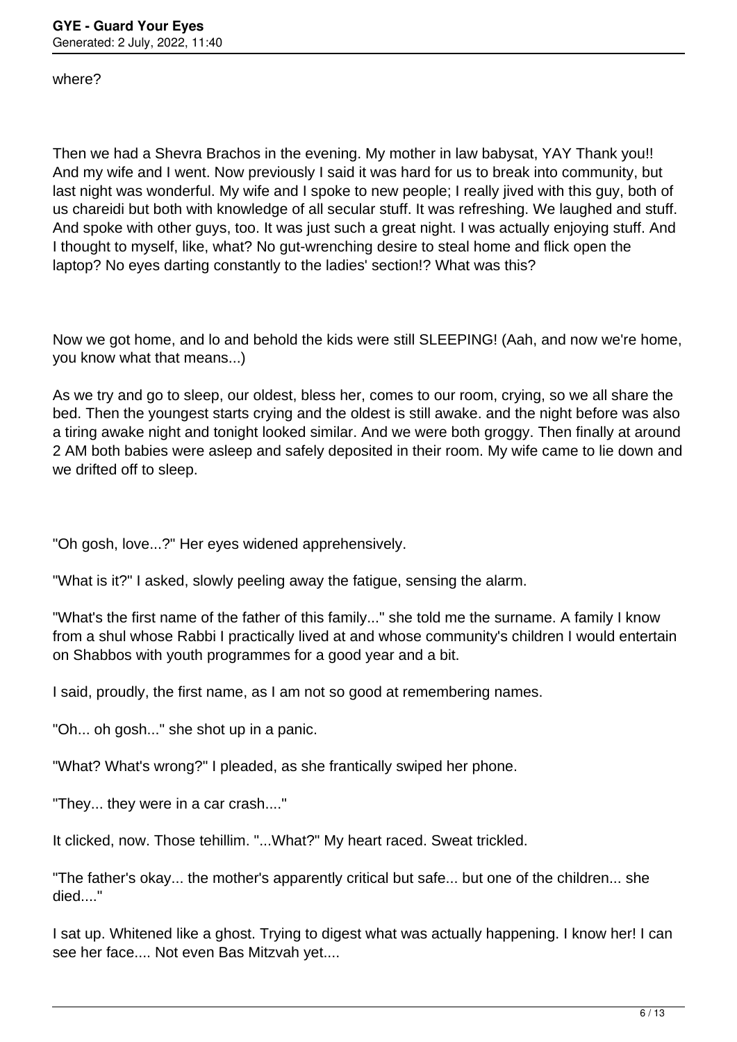where?

Then we had a Shevra Brachos in the evening. My mother in law babysat, YAY Thank you!! And my wife and I went. Now previously I said it was hard for us to break into community, but last night was wonderful. My wife and I spoke to new people; I really jived with this guy, both of us chareidi but both with knowledge of all secular stuff. It was refreshing. We laughed and stuff. And spoke with other guys, too. It was just such a great night. I was actually enjoying stuff. And I thought to myself, like, what? No gut-wrenching desire to steal home and flick open the laptop? No eyes darting constantly to the ladies' section!? What was this?

Now we got home, and lo and behold the kids were still SLEEPING! (Aah, and now we're home, you know what that means...)

As we try and go to sleep, our oldest, bless her, comes to our room, crying, so we all share the bed. Then the youngest starts crying and the oldest is still awake. and the night before was also a tiring awake night and tonight looked similar. And we were both groggy. Then finally at around 2 AM both babies were asleep and safely deposited in their room. My wife came to lie down and we drifted off to sleep.

"Oh gosh, love...?" Her eyes widened apprehensively.

"What is it?" I asked, slowly peeling away the fatigue, sensing the alarm.

"What's the first name of the father of this family..." she told me the surname. A family I know from a shul whose Rabbi I practically lived at and whose community's children I would entertain on Shabbos with youth programmes for a good year and a bit.

I said, proudly, the first name, as I am not so good at remembering names.

"Oh... oh gosh..." she shot up in a panic.

"What? What's wrong?" I pleaded, as she frantically swiped her phone.

"They... they were in a car crash...."

It clicked, now. Those tehillim. "...What?" My heart raced. Sweat trickled.

"The father's okay... the mother's apparently critical but safe... but one of the children... she died...."

I sat up. Whitened like a ghost. Trying to digest what was actually happening. I know her! I can see her face.... Not even Bas Mitzvah yet....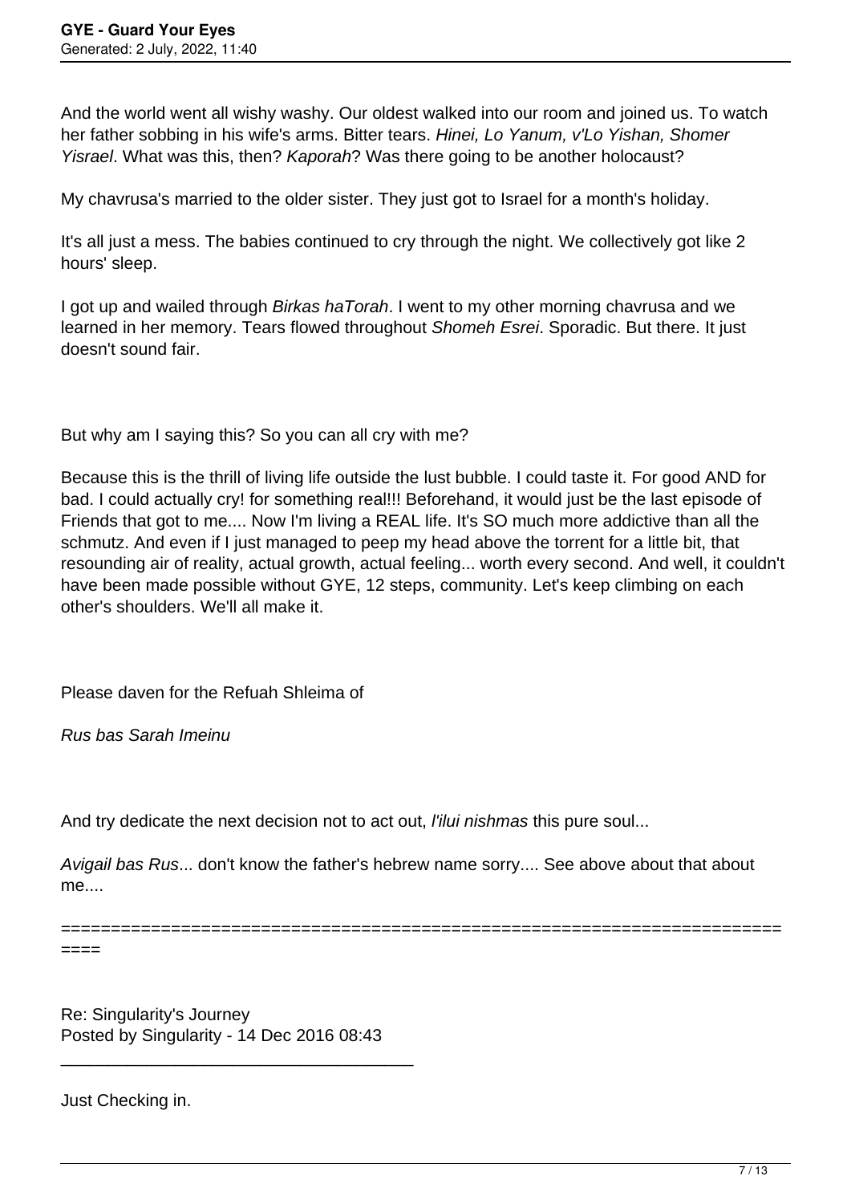And the world went all wishy washy. Our oldest walked into our room and joined us. To watch her father sobbing in his wife's arms. Bitter tears. *Hinei, Lo Yanum, v'Lo Yishan, Shomer Yisrael*. What was this, then? *Kaporah*? Was there going to be another holocaust?

My chavrusa's married to the older sister. They just got to Israel for a month's holiday.

It's all just a mess. The babies continued to cry through the night. We collectively got like 2 hours' sleep.

I got up and wailed through *Birkas haTorah*. I went to my other morning chavrusa and we learned in her memory. Tears flowed throughout *Shomeh Esrei*. Sporadic. But there. It just doesn't sound fair.

But why am I saying this? So you can all cry with me?

Because this is the thrill of living life outside the lust bubble. I could taste it. For good AND for bad. I could actually cry! for something real!!! Beforehand, it would just be the last episode of Friends that got to me.... Now I'm living a REAL life. It's SO much more addictive than all the schmutz. And even if I just managed to peep my head above the torrent for a little bit, that resounding air of reality, actual growth, actual feeling... worth every second. And well, it couldn't have been made possible without GYE, 12 steps, community. Let's keep climbing on each other's shoulders. We'll all make it.

Please daven for the Refuah Shleima of

*Rus bas Sarah Imeinu*

And try dedicate the next decision not to act out, *l'ilui nishmas* this pure soul...

*Avigail bas Rus*... don't know the father's hebrew name sorry.... See above about that about me....

============================================================================

Re: Singularity's Journey
Posted by Singularity - 14 Dec 2016 08:43

---

Just Checking in.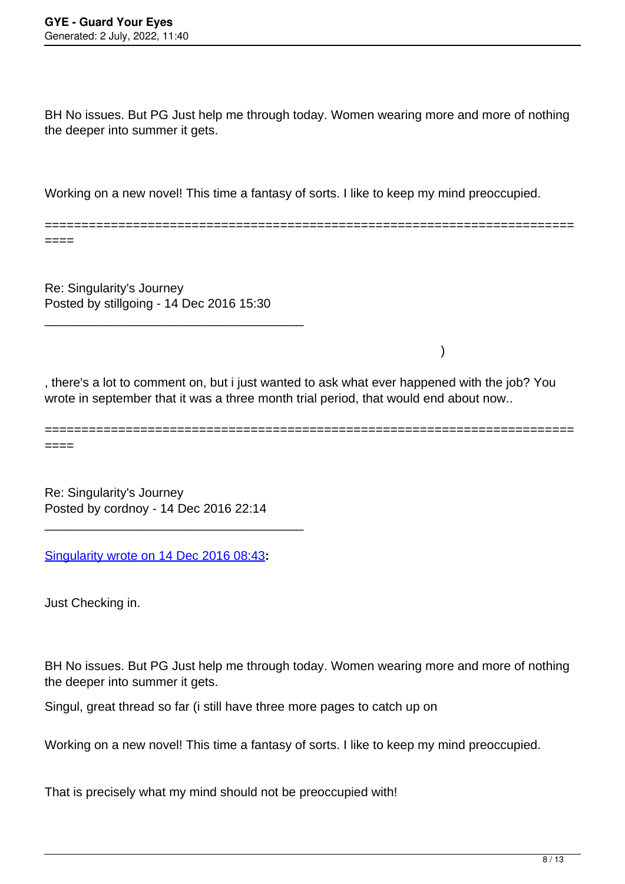BH No issues. But PG Just help me through today. Women wearing more and more of nothing the deeper into summer it gets.

Working on a new novel! This time a fantasy of sorts. I like to keep my mind preoccupied.

============================================================================

Re: Singularity's Journey
Posted by stillgoing - 14 Dec 2016 15:30

_____________________________________

)

, there's a lot to comment on, but i just wanted to ask what ever happened with the job? You wrote in september that it was a three month trial period, that would end about now..

============================================================================

Re: Singularity's Journey
Posted by cordnoy - 14 Dec 2016 22:14

_____________________________________

Singularity wrote on 14 Dec 2016 08:43**:**

Just Checking in.

BH No issues. But PG Just help me through today. Women wearing more and more of nothing the deeper into summer it gets.

Singul, great thread so far (i still have three more pages to catch up on

Working on a new novel! This time a fantasy of sorts. I like to keep my mind preoccupied.

That is precisely what my mind should not be preoccupied with!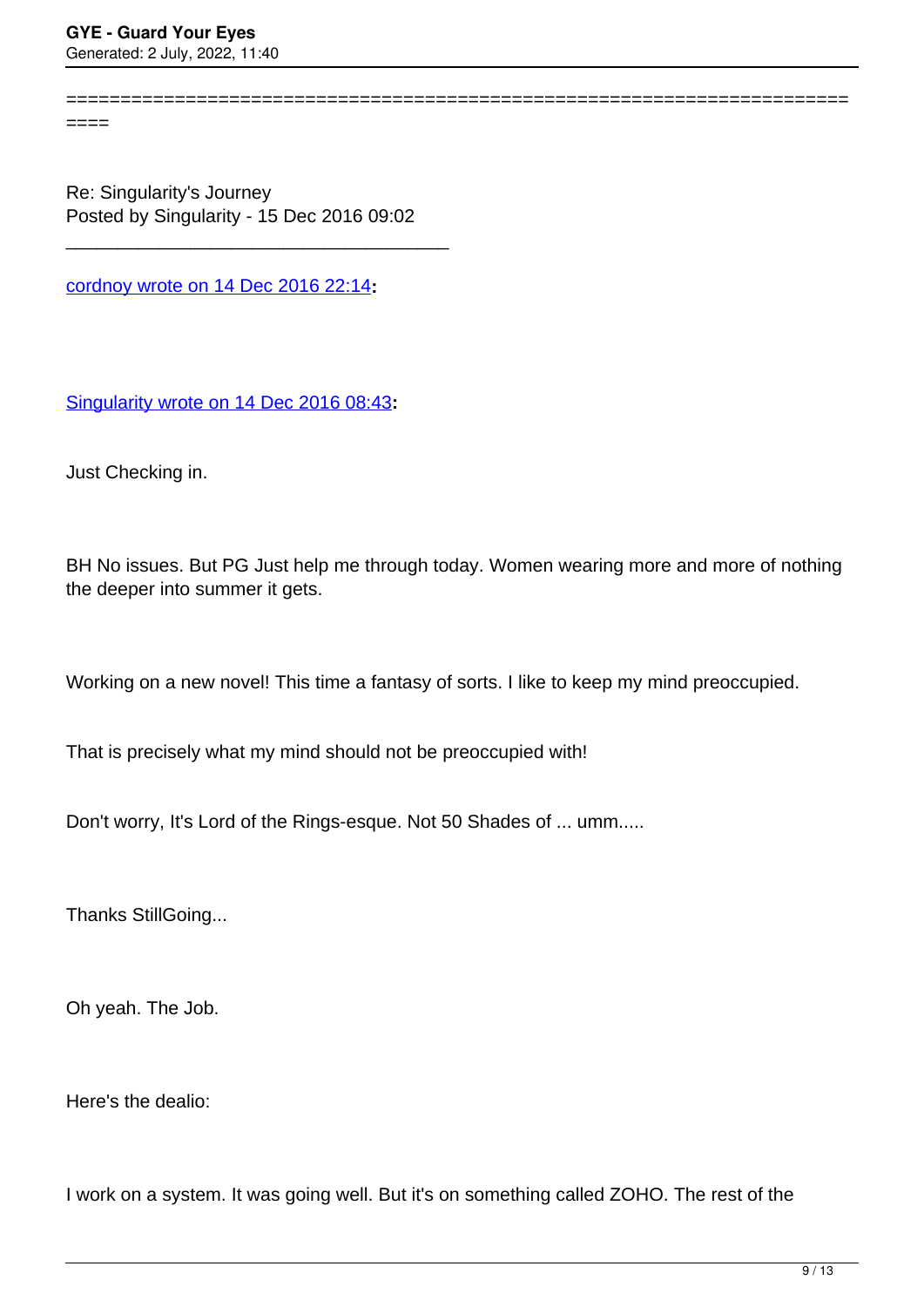==========================================================================

Re: Singularity's Journey
Posted by Singularity - 15 Dec 2016 09:02

_____________________________________

cordnoy wrote on 14 Dec 2016 22:14**:**

Singularity wrote on 14 Dec 2016 08:43**:**

Just Checking in.

BH No issues. But PG Just help me through today. Women wearing more and more of nothing the deeper into summer it gets.

Working on a new novel! This time a fantasy of sorts. I like to keep my mind preoccupied.

That is precisely what my mind should not be preoccupied with!

Don't worry, It's Lord of the Rings-esque. Not 50 Shades of ... umm.....

Thanks StillGoing...

Oh yeah. The Job.

Here's the dealio:

I work on a system. It was going well. But it's on something called ZOHO. The rest of the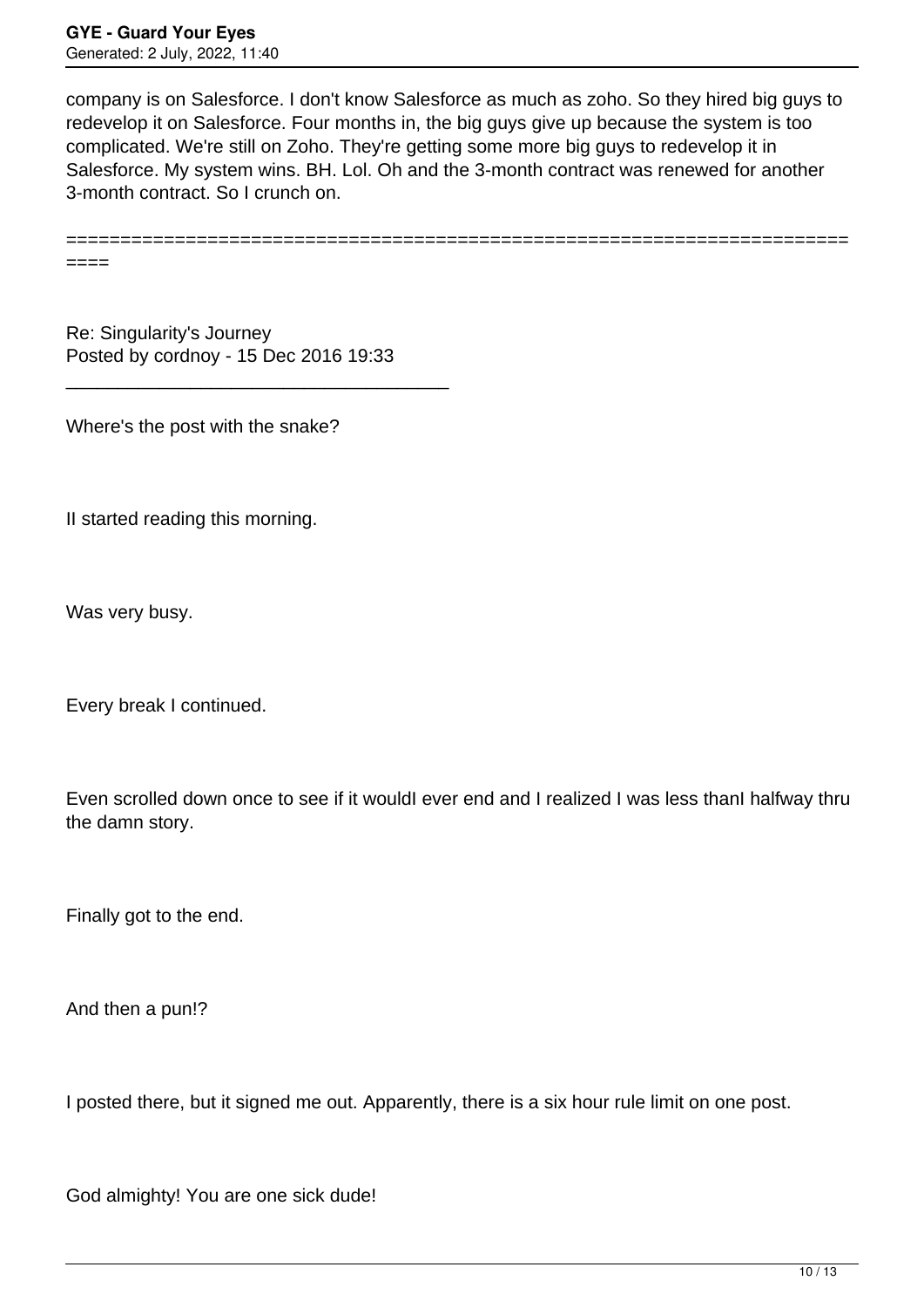company is on Salesforce. I don't know Salesforce as much as zoho. So they hired big guys to redevelop it on Salesforce. Four months in, the big guys give up because the system is too complicated. We're still on Zoho. They're getting some more big guys to redevelop it in Salesforce. My system wins. BH. Lol. Oh and the 3-month contract was renewed for another 3-month contract. So I crunch on.

============================================================================

Re: Singularity's Journey
Posted by cordnoy - 15 Dec 2016 19:33

_____________________________________

Where's the post with the snake?

II started reading this morning.

Was very busy.

Every break I continued.

Even scrolled down once to see if it wouldI ever end and I realized I was less thanI halfway thru the damn story.

Finally got to the end.

And then a pun!?

I posted there, but it signed me out. Apparently, there is a six hour rule limit on one post.

God almighty! You are one sick dude!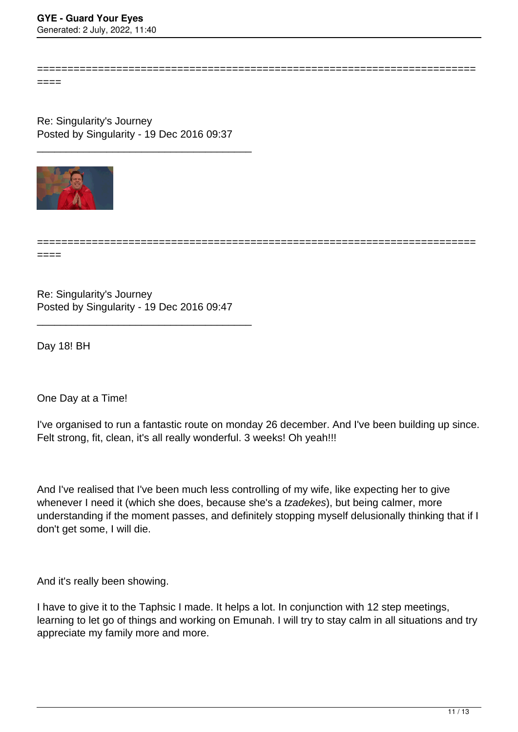---

Re: Singularity's Journey
Posted by Singularity - 19 Dec 2016 09:37

---

---

Re: Singularity's Journey
Posted by Singularity - 19 Dec 2016 09:47

---

Day 18! BH

One Day at a Time!

I've organised to run a fantastic route on monday 26 december. And I've been building up since. Felt strong, fit, clean, it's all really wonderful. 3 weeks! Oh yeah!!!

And I've realised that I've been much less controlling of my wife, like expecting her to give whenever I need it (which she does, because she's a *tzadekes*), but being calmer, more understanding if the moment passes, and definitely stopping myself delusionally thinking that if I don't get some, I will die.

And it's really been showing.

I have to give it to the Taphsic I made. It helps a lot. In conjunction with 12 step meetings, learning to let go of things and working on Emunah. I will try to stay calm in all situations and try appreciate my family more and more.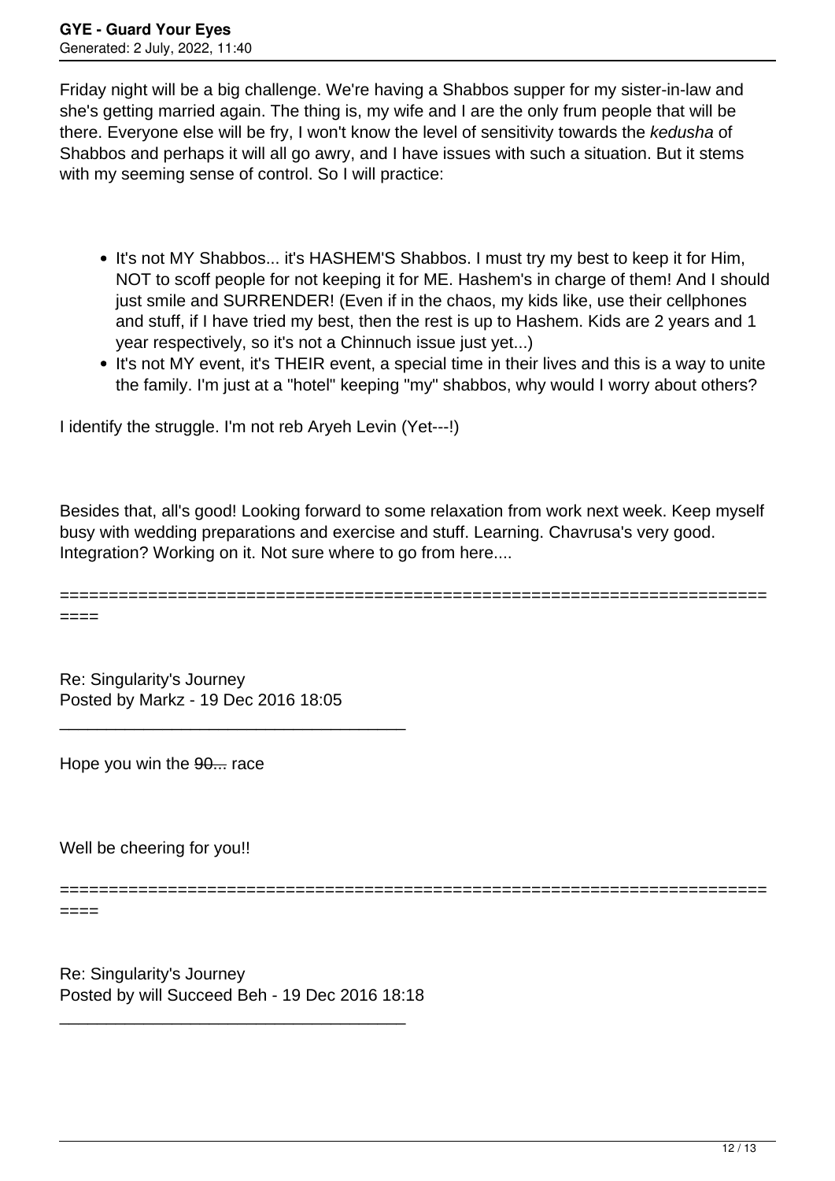Friday night will be a big challenge. We're having a Shabbos supper for my sister-in-law and she's getting married again. The thing is, my wife and I are the only frum people that will be there. Everyone else will be fry, I won't know the level of sensitivity towards the *kedusha* of Shabbos and perhaps it will all go awry, and I have issues with such a situation. But it stems with my seeming sense of control. So I will practice:

- It's not MY Shabbos... it's HASHEM'S Shabbos. I must try my best to keep it for Him, NOT to scoff people for not keeping it for ME. Hashem's in charge of them! And I should just smile and SURRENDER! (Even if in the chaos, my kids like, use their cellphones and stuff, if I have tried my best, then the rest is up to Hashem. Kids are 2 years and 1 year respectively, so it's not a Chinnuch issue just yet...)
- It's not MY event, it's THEIR event, a special time in their lives and this is a way to unite the family. I'm just at a "hotel" keeping "my" shabbos, why would I worry about others?

I identify the struggle. I'm not reb Aryeh Levin (Yet---!)

Besides that, all's good! Looking forward to some relaxation from work next week. Keep myself busy with wedding preparations and exercise and stuff. Learning. Chavrusa's very good. Integration? Working on it. Not sure where to go from here....

---

Re: Singularity's Journey
Posted by Markz - 19 Dec 2016 18:05

---

Hope you win the ~~90...~~ race

Well be cheering for you!!

---

Re: Singularity's Journey
Posted by will Succeed Beh - 19 Dec 2016 18:18

---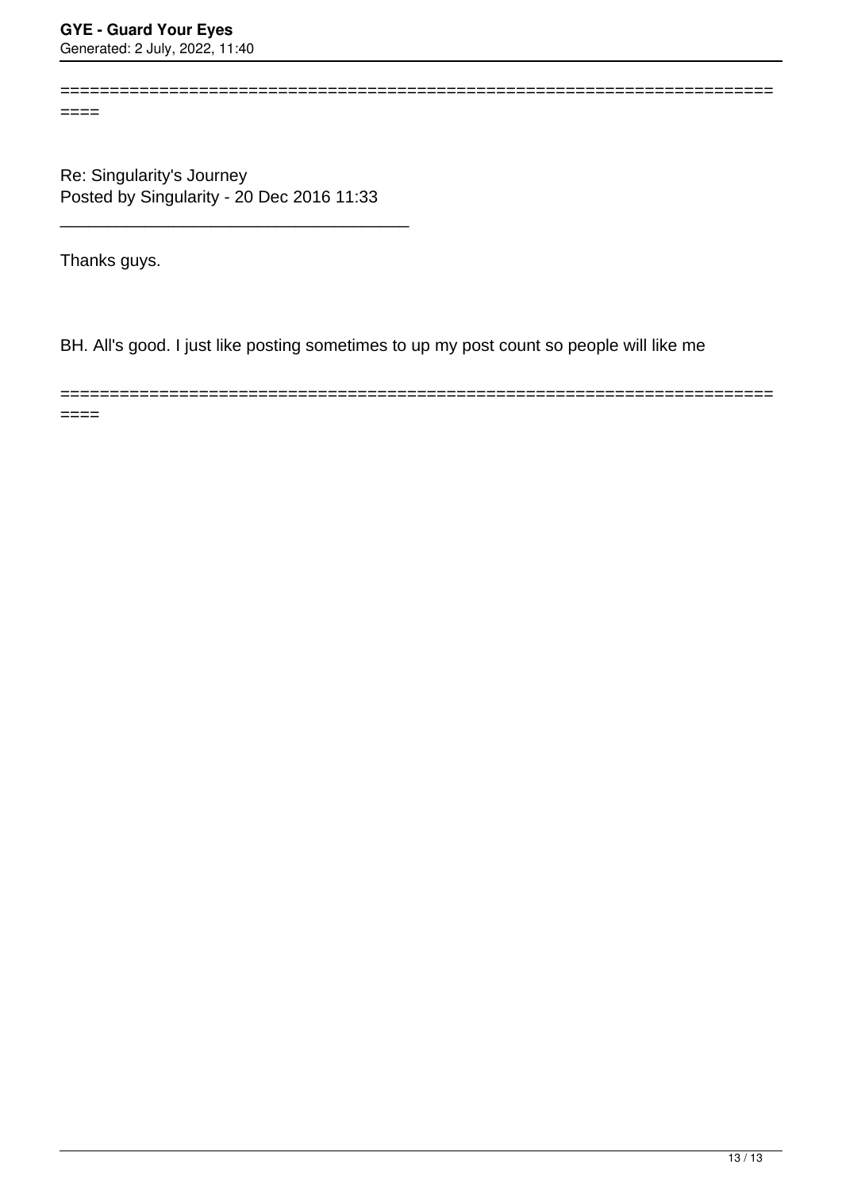==========================================================================

Re: Singularity's Journey
Posted by Singularity - 20 Dec 2016 11:33

---

Thanks guys.

BH. All's good. I just like posting sometimes to up my post count so people will like me

==========================================================================